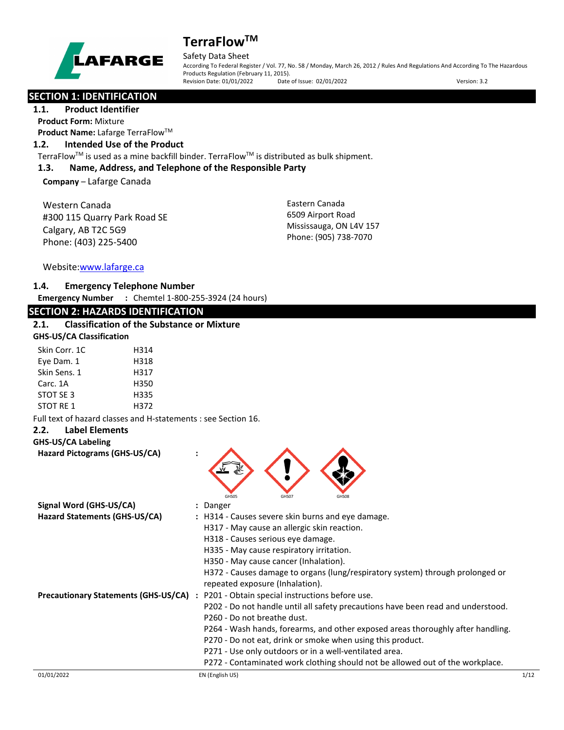# TerraFlow™

Safety Data Sheet

According To Federal Register / Vol. 77, No. 58 / Monday, March 26, 2012 / Rules And Regulations And According To The Hazardous Products Regulation (February 11, 2015).

Revision Date: 01/01/2022 Date of Issue: 02/01/2022 Version: 3.2

## SECTION 1: IDENTIFICATION

### 1.1. Product Identifier

**Product Form:** Mixture

**Product Name:** Lafarge TerraFlow™

### 1.2. Intended Use of the Product

TerraFlow™ is used as a mine backfill binder. TerraFlow™ is distributed as bulk shipment.

### 1.3. Name, Address, and Telephone of the Responsible Party

**Company** – Lafarge Canada

Western Canada
#300 115 Quarry Park Road SE
Calgary, AB T2C 5G9
Phone: (403) 225-5400

Eastern Canada
6509 Airport Road
Mississauga, ON L4V 157
Phone: (905) 738-7070

Website: www.lafarge.ca

### 1.4. Emergency Telephone Number

**Emergency Number :** Chemtel 1-800-255-3924 (24 hours)

## SECTION 2: HAZARDS IDENTIFICATION

### 2.1. Classification of the Substance or Mixture

**GHS-US/CA Classification**

| | |
|---|---|
| Skin Corr. 1C | H314 |
| Eye Dam. 1 | H318 |
| Skin Sens. 1 | H317 |
| Carc. 1A | H350 |
| STOT SE 3 | H335 |
| STOT RE 1 | H372 |

Full text of hazard classes and H-statements : see Section 16.

### 2.2. Label Elements

**GHS-US/CA Labeling**

**Hazard Pictograms (GHS-US/CA) :** GHS05, GHS07, GHS08

**Signal Word (GHS-US/CA) :** Danger

**Hazard Statements (GHS-US/CA) :**
- H314 - Causes severe skin burns and eye damage.
- H317 - May cause an allergic skin reaction.
- H318 - Causes serious eye damage.
- H335 - May cause respiratory irritation.
- H350 - May cause cancer (Inhalation).
- H372 - Causes damage to organs (lung/respiratory system) through prolonged or repeated exposure (Inhalation).

**Precautionary Statements (GHS-US/CA) :**
- P201 - Obtain special instructions before use.
- P202 - Do not handle until all safety precautions have been read and understood.
- P260 - Do not breathe dust.
- P264 - Wash hands, forearms, and other exposed areas thoroughly after handling.
- P270 - Do not eat, drink or smoke when using this product.
- P271 - Use only outdoors or in a well-ventilated area.
- P272 - Contaminated work clothing should not be allowed out of the workplace.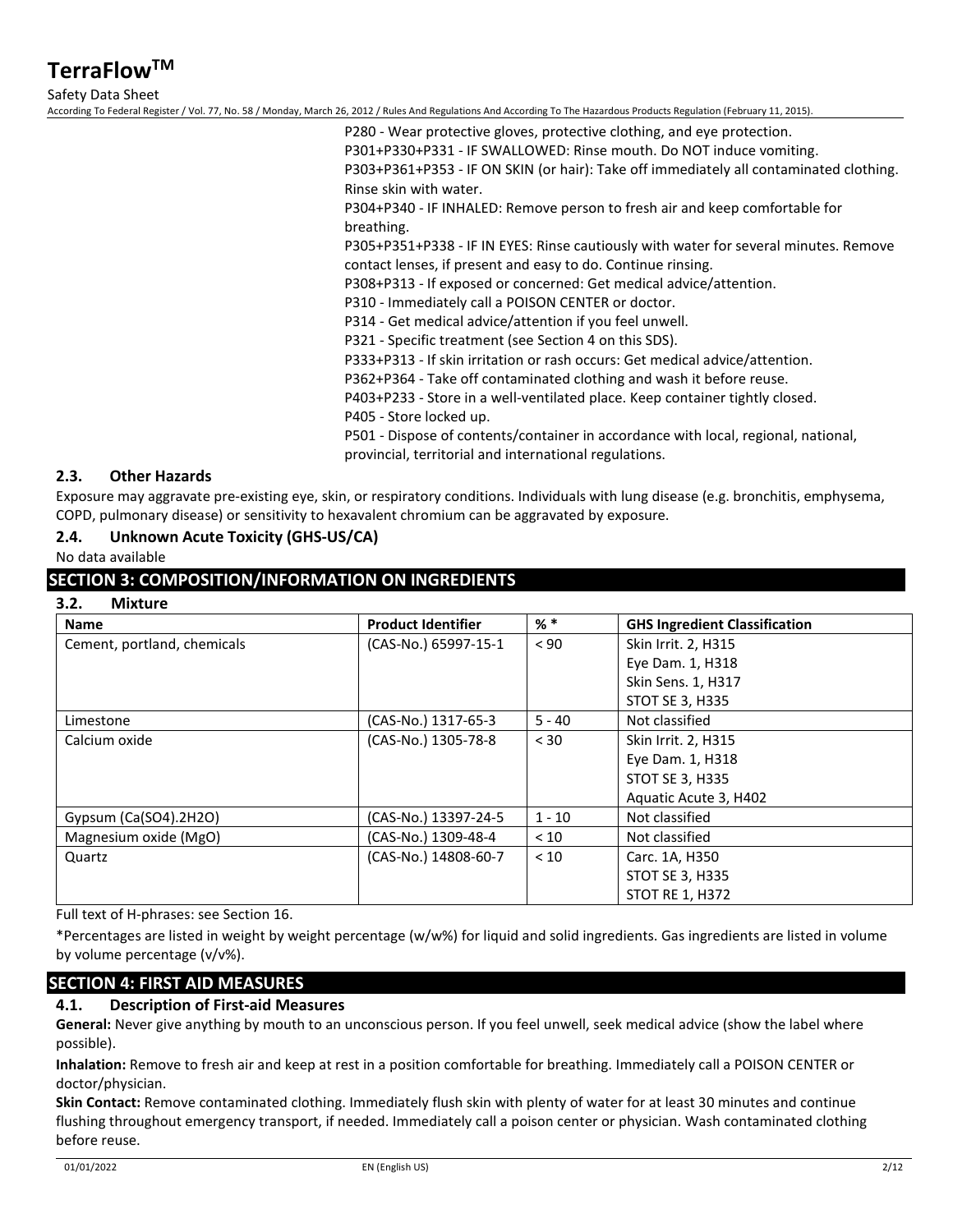P280 - Wear protective gloves, protective clothing, and eye protection.
P301+P330+P331 - IF SWALLOWED: Rinse mouth. Do NOT induce vomiting.
P303+P361+P353 - IF ON SKIN (or hair): Take off immediately all contaminated clothing. Rinse skin with water.
P304+P340 - IF INHALED: Remove person to fresh air and keep comfortable for breathing.
P305+P351+P338 - IF IN EYES: Rinse cautiously with water for several minutes. Remove contact lenses, if present and easy to do. Continue rinsing.
P308+P313 - If exposed or concerned: Get medical advice/attention.
P310 - Immediately call a POISON CENTER or doctor.
P314 - Get medical advice/attention if you feel unwell.
P321 - Specific treatment (see Section 4 on this SDS).
P333+P313 - If skin irritation or rash occurs: Get medical advice/attention.
P362+P364 - Take off contaminated clothing and wash it before reuse.
P403+P233 - Store in a well-ventilated place. Keep container tightly closed.
P405 - Store locked up.
P501 - Dispose of contents/container in accordance with local, regional, national, provincial, territorial and international regulations.

### 2.3. Other Hazards

Exposure may aggravate pre-existing eye, skin, or respiratory conditions. Individuals with lung disease (e.g. bronchitis, emphysema, COPD, pulmonary disease) or sensitivity to hexavalent chromium can be aggravated by exposure.

### 2.4. Unknown Acute Toxicity (GHS-US/CA)

No data available

## SECTION 3: COMPOSITION/INFORMATION ON INGREDIENTS

### 3.2. Mixture

| Name | Product Identifier | % * | GHS Ingredient Classification |
|---|---|---|---|
| Cement, portland, chemicals | (CAS-No.) 65997-15-1 | < 90 | Skin Irrit. 2, H315<br>Eye Dam. 1, H318<br>Skin Sens. 1, H317<br>STOT SE 3, H335 |
| Limestone | (CAS-No.) 1317-65-3 | 5 - 40 | Not classified |
| Calcium oxide | (CAS-No.) 1305-78-8 | < 30 | Skin Irrit. 2, H315<br>Eye Dam. 1, H318<br>STOT SE 3, H335<br>Aquatic Acute 3, H402 |
| Gypsum (Ca(SO4).2H2O) | (CAS-No.) 13397-24-5 | 1 - 10 | Not classified |
| Magnesium oxide (MgO) | (CAS-No.) 1309-48-4 | < 10 | Not classified |
| Quartz | (CAS-No.) 14808-60-7 | < 10 | Carc. 1A, H350<br>STOT SE 3, H335<br>STOT RE 1, H372 |

Full text of H-phrases: see Section 16.

*Percentages are listed in weight by weight percentage (w/w%) for liquid and solid ingredients. Gas ingredients are listed in volume by volume percentage (v/v%).

## SECTION 4: FIRST AID MEASURES

### 4.1. Description of First-aid Measures

**General:** Never give anything by mouth to an unconscious person. If you feel unwell, seek medical advice (show the label where possible).

**Inhalation:** Remove to fresh air and keep at rest in a position comfortable for breathing. Immediately call a POISON CENTER or doctor/physician.

**Skin Contact:** Remove contaminated clothing. Immediately flush skin with plenty of water for at least 30 minutes and continue flushing throughout emergency transport, if needed. Immediately call a poison center or physician. Wash contaminated clothing before reuse.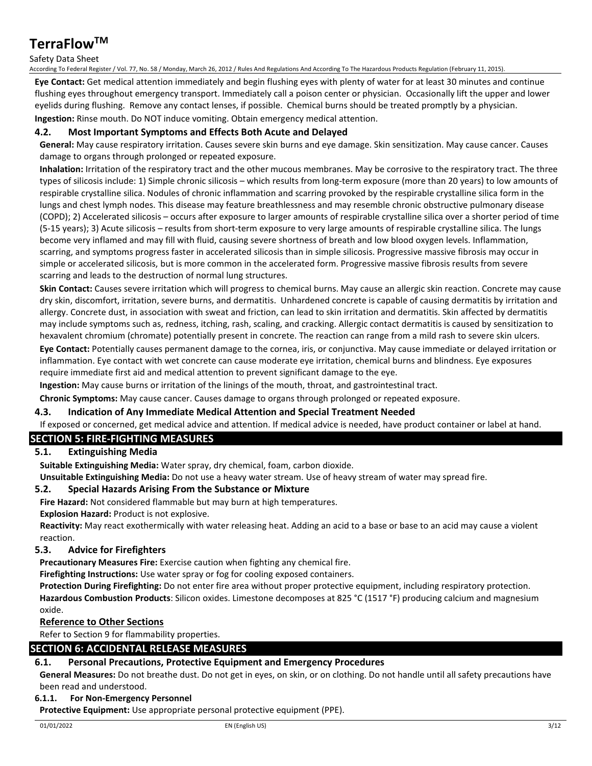**Eye Contact:** Get medical attention immediately and begin flushing eyes with plenty of water for at least 30 minutes and continue flushing eyes throughout emergency transport. Immediately call a poison center or physician. Occasionally lift the upper and lower eyelids during flushing. Remove any contact lenses, if possible. Chemical burns should be treated promptly by a physician.

**Ingestion:** Rinse mouth. Do NOT induce vomiting. Obtain emergency medical attention.

### 4.2. Most Important Symptoms and Effects Both Acute and Delayed

**General:** May cause respiratory irritation. Causes severe skin burns and eye damage. Skin sensitization. May cause cancer. Causes damage to organs through prolonged or repeated exposure.

**Inhalation:** Irritation of the respiratory tract and the other mucous membranes. May be corrosive to the respiratory tract. The three types of silicosis include: 1) Simple chronic silicosis – which results from long-term exposure (more than 20 years) to low amounts of respirable crystalline silica. Nodules of chronic inflammation and scarring provoked by the respirable crystalline silica form in the lungs and chest lymph nodes. This disease may feature breathlessness and may resemble chronic obstructive pulmonary disease (COPD); 2) Accelerated silicosis – occurs after exposure to larger amounts of respirable crystalline silica over a shorter period of time (5-15 years); 3) Acute silicosis – results from short-term exposure to very large amounts of respirable crystalline silica. The lungs become very inflamed and may fill with fluid, causing severe shortness of breath and low blood oxygen levels. Inflammation, scarring, and symptoms progress faster in accelerated silicosis than in simple silicosis. Progressive massive fibrosis may occur in simple or accelerated silicosis, but is more common in the accelerated form. Progressive massive fibrosis results from severe scarring and leads to the destruction of normal lung structures.

**Skin Contact:** Causes severe irritation which will progress to chemical burns. May cause an allergic skin reaction. Concrete may cause dry skin, discomfort, irritation, severe burns, and dermatitis. Unhardened concrete is capable of causing dermatitis by irritation and allergy. Concrete dust, in association with sweat and friction, can lead to skin irritation and dermatitis. Skin affected by dermatitis may include symptoms such as, redness, itching, rash, scaling, and cracking. Allergic contact dermatitis is caused by sensitization to hexavalent chromium (chromate) potentially present in concrete. The reaction can range from a mild rash to severe skin ulcers.

**Eye Contact:** Potentially causes permanent damage to the cornea, iris, or conjunctiva. May cause immediate or delayed irritation or inflammation. Eye contact with wet concrete can cause moderate eye irritation, chemical burns and blindness. Eye exposures require immediate first aid and medical attention to prevent significant damage to the eye.

**Ingestion:** May cause burns or irritation of the linings of the mouth, throat, and gastrointestinal tract.

**Chronic Symptoms:** May cause cancer. Causes damage to organs through prolonged or repeated exposure.

### 4.3. Indication of Any Immediate Medical Attention and Special Treatment Needed

If exposed or concerned, get medical advice and attention. If medical advice is needed, have product container or label at hand.

## SECTION 5: FIRE-FIGHTING MEASURES

### 5.1. Extinguishing Media

**Suitable Extinguishing Media:** Water spray, dry chemical, foam, carbon dioxide.

**Unsuitable Extinguishing Media:** Do not use a heavy water stream. Use of heavy stream of water may spread fire.

### 5.2. Special Hazards Arising From the Substance or Mixture

**Fire Hazard:** Not considered flammable but may burn at high temperatures.

**Explosion Hazard:** Product is not explosive.

**Reactivity:** May react exothermically with water releasing heat. Adding an acid to a base or base to an acid may cause a violent reaction.

### 5.3. Advice for Firefighters

**Precautionary Measures Fire:** Exercise caution when fighting any chemical fire.

**Firefighting Instructions:** Use water spray or fog for cooling exposed containers.

**Protection During Firefighting:** Do not enter fire area without proper protective equipment, including respiratory protection.

**Hazardous Combustion Products**: Silicon oxides. Limestone decomposes at 825 °C (1517 °F) producing calcium and magnesium oxide.

#### Reference to Other Sections

Refer to Section 9 for flammability properties.

## SECTION 6: ACCIDENTAL RELEASE MEASURES

### 6.1. Personal Precautions, Protective Equipment and Emergency Procedures

**General Measures:** Do not breathe dust. Do not get in eyes, on skin, or on clothing. Do not handle until all safety precautions have been read and understood.

#### 6.1.1. For Non-Emergency Personnel

**Protective Equipment:** Use appropriate personal protective equipment (PPE).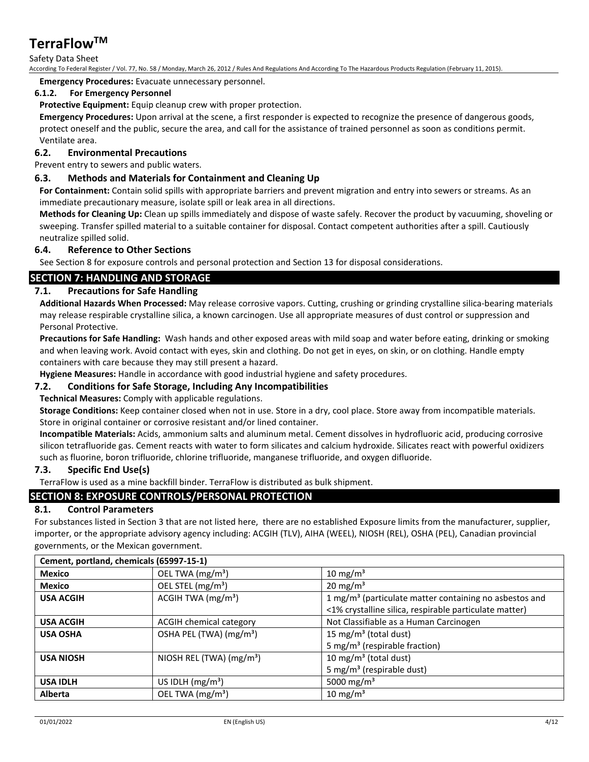**Emergency Procedures:** Evacuate unnecessary personnel.

#### 6.1.2. For Emergency Personnel

**Protective Equipment:** Equip cleanup crew with proper protection.

**Emergency Procedures:** Upon arrival at the scene, a first responder is expected to recognize the presence of dangerous goods, protect oneself and the public, secure the area, and call for the assistance of trained personnel as soon as conditions permit. Ventilate area.

### 6.2. Environmental Precautions

Prevent entry to sewers and public waters.

### 6.3. Methods and Materials for Containment and Cleaning Up

**For Containment:** Contain solid spills with appropriate barriers and prevent migration and entry into sewers or streams. As an immediate precautionary measure, isolate spill or leak area in all directions.

**Methods for Cleaning Up:** Clean up spills immediately and dispose of waste safely. Recover the product by vacuuming, shoveling or sweeping. Transfer spilled material to a suitable container for disposal. Contact competent authorities after a spill. Cautiously neutralize spilled solid.

### 6.4. Reference to Other Sections

See Section 8 for exposure controls and personal protection and Section 13 for disposal considerations.

## SECTION 7: HANDLING AND STORAGE

### 7.1. Precautions for Safe Handling

**Additional Hazards When Processed:** May release corrosive vapors. Cutting, crushing or grinding crystalline silica-bearing materials may release respirable crystalline silica, a known carcinogen. Use all appropriate measures of dust control or suppression and Personal Protective.

**Precautions for Safe Handling:** Wash hands and other exposed areas with mild soap and water before eating, drinking or smoking and when leaving work. Avoid contact with eyes, skin and clothing. Do not get in eyes, on skin, or on clothing. Handle empty containers with care because they may still present a hazard.

**Hygiene Measures:** Handle in accordance with good industrial hygiene and safety procedures.

### 7.2. Conditions for Safe Storage, Including Any Incompatibilities

**Technical Measures:** Comply with applicable regulations.

**Storage Conditions:** Keep container closed when not in use. Store in a dry, cool place. Store away from incompatible materials. Store in original container or corrosive resistant and/or lined container.

**Incompatible Materials:** Acids, ammonium salts and aluminum metal. Cement dissolves in hydrofluoric acid, producing corrosive silicon tetrafluoride gas. Cement reacts with water to form silicates and calcium hydroxide. Silicates react with powerful oxidizers such as fluorine, boron trifluoride, chlorine trifluoride, manganese trifluoride, and oxygen difluoride.

### 7.3. Specific End Use(s)

TerraFlow is used as a mine backfill binder. TerraFlow is distributed as bulk shipment.

## SECTION 8: EXPOSURE CONTROLS/PERSONAL PROTECTION

### 8.1. Control Parameters

For substances listed in Section 3 that are not listed here, there are no established Exposure limits from the manufacturer, supplier, importer, or the appropriate advisory agency including: ACGIH (TLV), AIHA (WEEL), NIOSH (REL), OSHA (PEL), Canadian provincial governments, or the Mexican government.

| Cement, portland, chemicals (65997-15-1) | | |
|---|---|---|
| **Mexico** | OEL TWA ($mg/m^3$) | 10 $mg/m^3$ |
| **Mexico** | OEL STEL ($mg/m^3$) | 20 $mg/m^3$ |
| **USA ACGIH** | ACGIH TWA ($mg/m^3$) | 1 $mg/m^3$ (particulate matter containing no asbestos and <1% crystalline silica, respirable particulate matter) |
| **USA ACGIH** | ACGIH chemical category | Not Classifiable as a Human Carcinogen |
| **USA OSHA** | OSHA PEL (TWA) ($mg/m^3$) | 15 $mg/m^3$ (total dust)<br>5 $mg/m^3$ (respirable fraction) |
| **USA NIOSH** | NIOSH REL (TWA) ($mg/m^3$) | 10 $mg/m^3$ (total dust)<br>5 $mg/m^3$ (respirable dust) |
| **USA IDLH** | US IDLH ($mg/m^3$) | 5000 $mg/m^3$ |
| **Alberta** | OEL TWA ($mg/m^3$) | 10 $mg/m^3$ |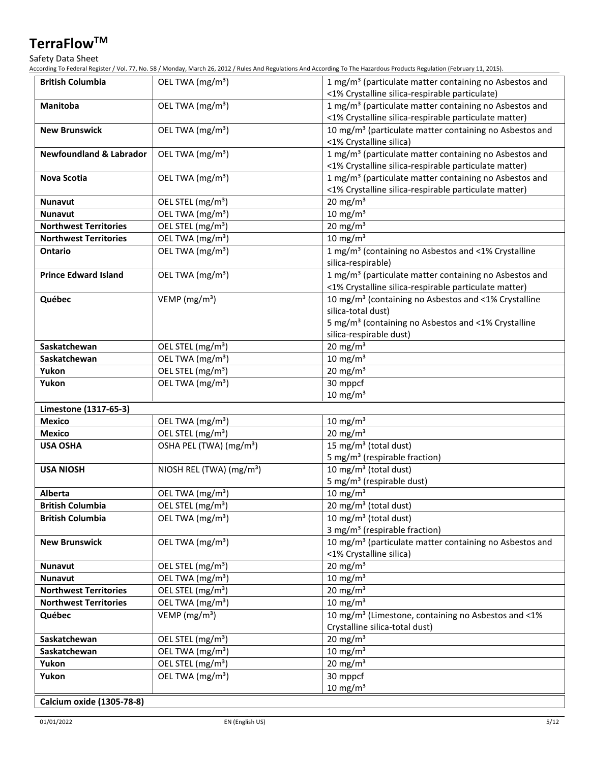| | | |
|---|---|---|
| **British Columbia** | OEL TWA (mg/m³) | 1 mg/m³ (particulate matter containing no Asbestos and <1% Crystalline silica-respirable particulate) |
| **Manitoba** | OEL TWA (mg/m³) | 1 mg/m³ (particulate matter containing no Asbestos and <1% Crystalline silica-respirable particulate matter) |
| **New Brunswick** | OEL TWA (mg/m³) | 10 mg/m³ (particulate matter containing no Asbestos and <1% Crystalline silica) |
| **Newfoundland & Labrador** | OEL TWA (mg/m³) | 1 mg/m³ (particulate matter containing no Asbestos and <1% Crystalline silica-respirable particulate matter) |
| **Nova Scotia** | OEL TWA (mg/m³) | 1 mg/m³ (particulate matter containing no Asbestos and <1% Crystalline silica-respirable particulate matter) |
| **Nunavut** | OEL STEL (mg/m³) | 20 mg/m³ |
| **Nunavut** | OEL TWA (mg/m³) | 10 mg/m³ |
| **Northwest Territories** | OEL STEL (mg/m³) | 20 mg/m³ |
| **Northwest Territories** | OEL TWA (mg/m³) | 10 mg/m³ |
| **Ontario** | OEL TWA (mg/m³) | 1 mg/m³ (containing no Asbestos and <1% Crystalline silica-respirable) |
| **Prince Edward Island** | OEL TWA (mg/m³) | 1 mg/m³ (particulate matter containing no Asbestos and <1% Crystalline silica-respirable particulate matter) |
| **Québec** | VEMP (mg/m³) | 10 mg/m³ (containing no Asbestos and <1% Crystalline silica-total dust)<br>5 mg/m³ (containing no Asbestos and <1% Crystalline silica-respirable dust) |
| **Saskatchewan** | OEL STEL (mg/m³) | 20 mg/m³ |
| **Saskatchewan** | OEL TWA (mg/m³) | 10 mg/m³ |
| **Yukon** | OEL STEL (mg/m³) | 20 mg/m³ |
| **Yukon** | OEL TWA (mg/m³) | 30 mppcf<br>10 mg/m³ |
| **Limestone (1317-65-3)** | | |
| **Mexico** | OEL TWA (mg/m³) | 10 mg/m³ |
| **Mexico** | OEL STEL (mg/m³) | 20 mg/m³ |
| **USA OSHA** | OSHA PEL (TWA) (mg/m³) | 15 mg/m³ (total dust)<br>5 mg/m³ (respirable fraction) |
| **USA NIOSH** | NIOSH REL (TWA) (mg/m³) | 10 mg/m³ (total dust)<br>5 mg/m³ (respirable dust) |
| **Alberta** | OEL TWA (mg/m³) | 10 mg/m³ |
| **British Columbia** | OEL STEL (mg/m³) | 20 mg/m³ (total dust) |
| **British Columbia** | OEL TWA (mg/m³) | 10 mg/m³ (total dust)<br>3 mg/m³ (respirable fraction) |
| **New Brunswick** | OEL TWA (mg/m³) | 10 mg/m³ (particulate matter containing no Asbestos and <1% Crystalline silica) |
| **Nunavut** | OEL STEL (mg/m³) | 20 mg/m³ |
| **Nunavut** | OEL TWA (mg/m³) | 10 mg/m³ |
| **Northwest Territories** | OEL STEL (mg/m³) | 20 mg/m³ |
| **Northwest Territories** | OEL TWA (mg/m³) | 10 mg/m³ |
| **Québec** | VEMP (mg/m³) | 10 mg/m³ (Limestone, containing no Asbestos and <1% Crystalline silica-total dust) |
| **Saskatchewan** | OEL STEL (mg/m³) | 20 mg/m³ |
| **Saskatchewan** | OEL TWA (mg/m³) | 10 mg/m³ |
| **Yukon** | OEL STEL (mg/m³) | 20 mg/m³ |
| **Yukon** | OEL TWA (mg/m³) | 30 mppcf<br>10 mg/m³ |
| **Calcium oxide (1305-78-8)** | | |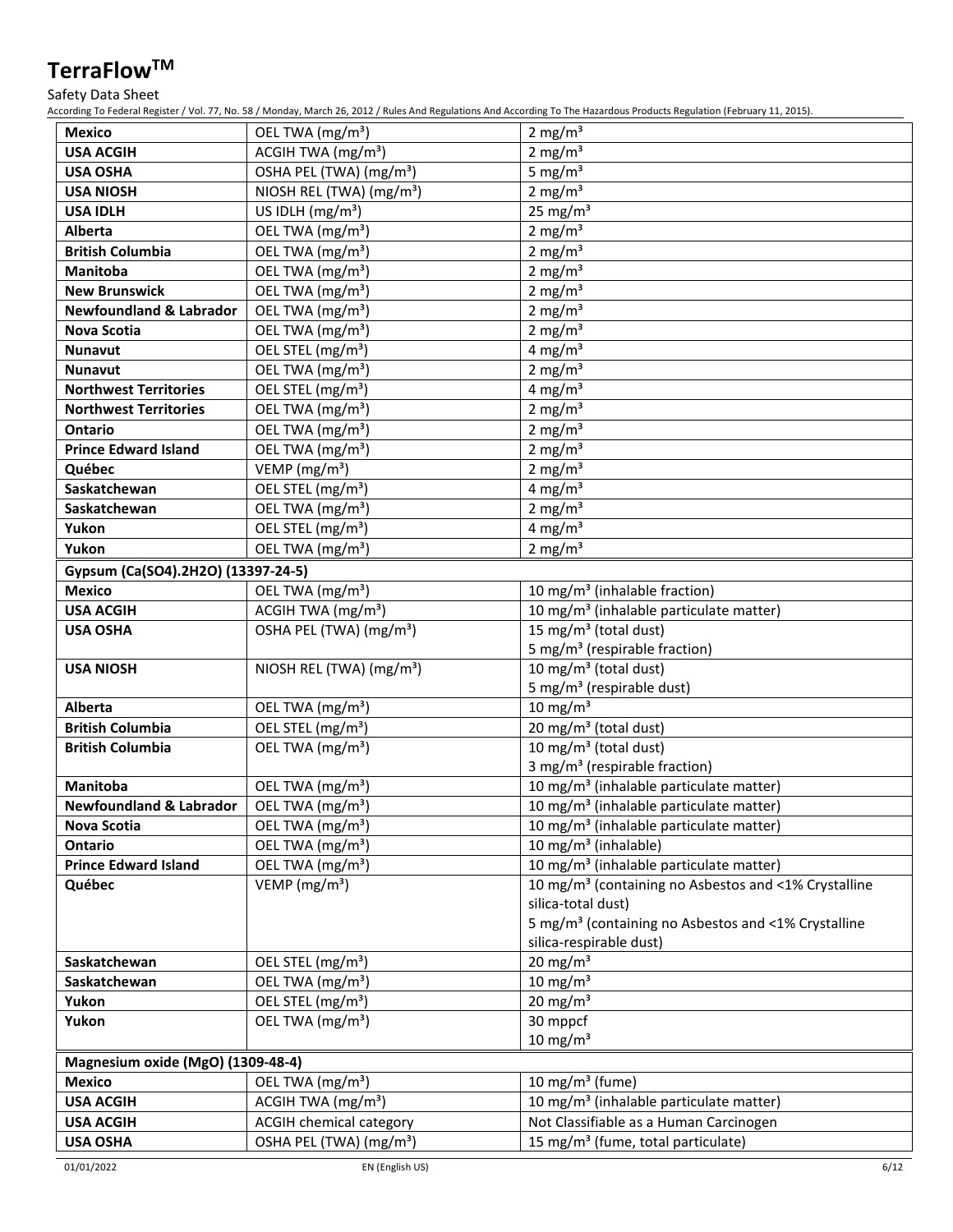| | | |
|---|---|---|
| **Mexico** | OEL TWA (mg/m³) | 2 mg/m³ |
| **USA ACGIH** | ACGIH TWA (mg/m³) | 2 mg/m³ |
| **USA OSHA** | OSHA PEL (TWA) (mg/m³) | 5 mg/m³ |
| **USA NIOSH** | NIOSH REL (TWA) (mg/m³) | 2 mg/m³ |
| **USA IDLH** | US IDLH (mg/m³) | 25 mg/m³ |
| **Alberta** | OEL TWA (mg/m³) | 2 mg/m³ |
| **British Columbia** | OEL TWA (mg/m³) | 2 mg/m³ |
| **Manitoba** | OEL TWA (mg/m³) | 2 mg/m³ |
| **New Brunswick** | OEL TWA (mg/m³) | 2 mg/m³ |
| **Newfoundland & Labrador** | OEL TWA (mg/m³) | 2 mg/m³ |
| **Nova Scotia** | OEL TWA (mg/m³) | 2 mg/m³ |
| **Nunavut** | OEL STEL (mg/m³) | 4 mg/m³ |
| **Nunavut** | OEL TWA (mg/m³) | 2 mg/m³ |
| **Northwest Territories** | OEL STEL (mg/m³) | 4 mg/m³ |
| **Northwest Territories** | OEL TWA (mg/m³) | 2 mg/m³ |
| **Ontario** | OEL TWA (mg/m³) | 2 mg/m³ |
| **Prince Edward Island** | OEL TWA (mg/m³) | 2 mg/m³ |
| **Québec** | VEMP (mg/m³) | 2 mg/m³ |
| **Saskatchewan** | OEL STEL (mg/m³) | 4 mg/m³ |
| **Saskatchewan** | OEL TWA (mg/m³) | 2 mg/m³ |
| **Yukon** | OEL STEL (mg/m³) | 4 mg/m³ |
| **Yukon** | OEL TWA (mg/m³) | 2 mg/m³ |
| **Gypsum (Ca(SO4).2H2O) (13397-24-5)** | | |
| **Mexico** | OEL TWA (mg/m³) | 10 mg/m³ (inhalable fraction) |
| **USA ACGIH** | ACGIH TWA (mg/m³) | 10 mg/m³ (inhalable particulate matter) |
| **USA OSHA** | OSHA PEL (TWA) (mg/m³) | 15 mg/m³ (total dust)<br>5 mg/m³ (respirable fraction) |
| **USA NIOSH** | NIOSH REL (TWA) (mg/m³) | 10 mg/m³ (total dust)<br>5 mg/m³ (respirable dust) |
| **Alberta** | OEL TWA (mg/m³) | 10 mg/m³ |
| **British Columbia** | OEL STEL (mg/m³) | 20 mg/m³ (total dust) |
| **British Columbia** | OEL TWA (mg/m³) | 10 mg/m³ (total dust)<br>3 mg/m³ (respirable fraction) |
| **Manitoba** | OEL TWA (mg/m³) | 10 mg/m³ (inhalable particulate matter) |
| **Newfoundland & Labrador** | OEL TWA (mg/m³) | 10 mg/m³ (inhalable particulate matter) |
| **Nova Scotia** | OEL TWA (mg/m³) | 10 mg/m³ (inhalable particulate matter) |
| **Ontario** | OEL TWA (mg/m³) | 10 mg/m³ (inhalable) |
| **Prince Edward Island** | OEL TWA (mg/m³) | 10 mg/m³ (inhalable particulate matter) |
| **Québec** | VEMP (mg/m³) | 10 mg/m³ (containing no Asbestos and <1% Crystalline silica-total dust)<br>5 mg/m³ (containing no Asbestos and <1% Crystalline silica-respirable dust) |
| **Saskatchewan** | OEL STEL (mg/m³) | 20 mg/m³ |
| **Saskatchewan** | OEL TWA (mg/m³) | 10 mg/m³ |
| **Yukon** | OEL STEL (mg/m³) | 20 mg/m³ |
| **Yukon** | OEL TWA (mg/m³) | 30 mppcf<br>10 mg/m³ |
| **Magnesium oxide (MgO) (1309-48-4)** | | |
| **Mexico** | OEL TWA (mg/m³) | 10 mg/m³ (fume) |
| **USA ACGIH** | ACGIH TWA (mg/m³) | 10 mg/m³ (inhalable particulate matter) |
| **USA ACGIH** | ACGIH chemical category | Not Classifiable as a Human Carcinogen |
| **USA OSHA** | OSHA PEL (TWA) (mg/m³) | 15 mg/m³ (fume, total particulate) |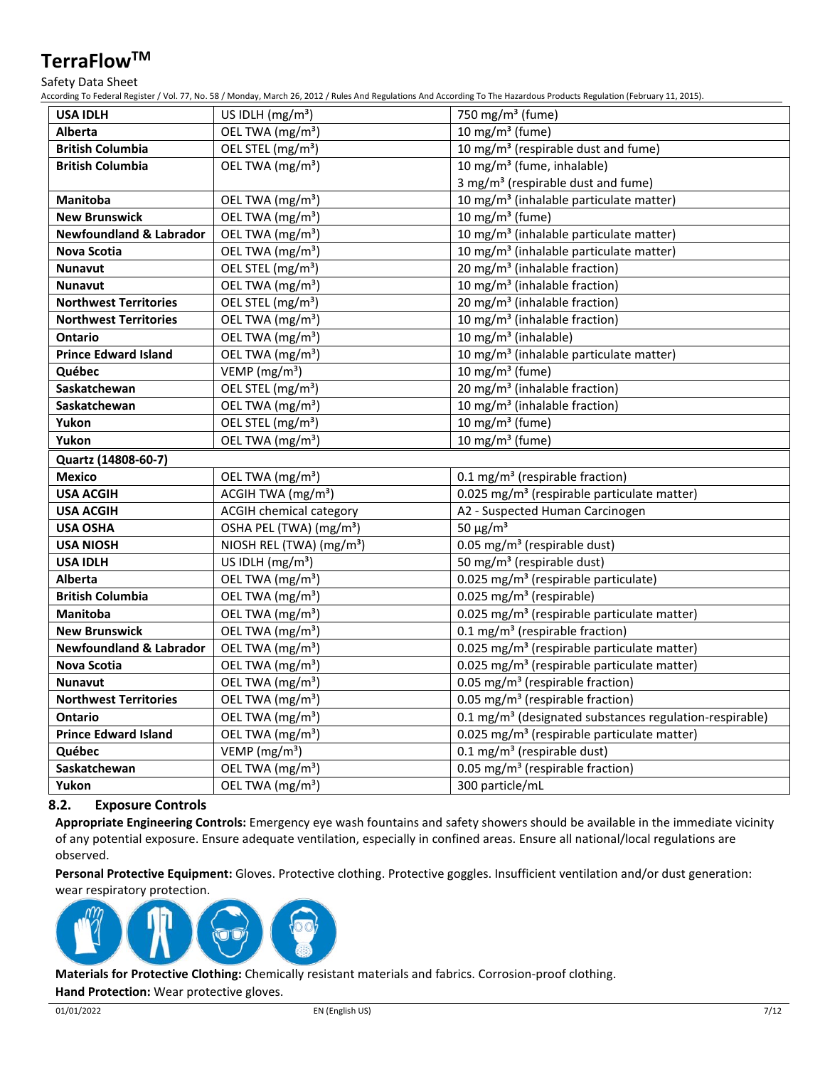| USA IDLH | US IDLH (mg/m³) | 750 mg/m³ (fume) |
|---|---|---|
| **Alberta** | OEL TWA (mg/m³) | 10 mg/m³ (fume) |
| **British Columbia** | OEL STEL (mg/m³) | 10 mg/m³ (respirable dust and fume) |
| **British Columbia** | OEL TWA (mg/m³) | 10 mg/m³ (fume, inhalable)<br>3 mg/m³ (respirable dust and fume) |
| **Manitoba** | OEL TWA (mg/m³) | 10 mg/m³ (inhalable particulate matter) |
| **New Brunswick** | OEL TWA (mg/m³) | 10 mg/m³ (fume) |
| **Newfoundland & Labrador** | OEL TWA (mg/m³) | 10 mg/m³ (inhalable particulate matter) |
| **Nova Scotia** | OEL TWA (mg/m³) | 10 mg/m³ (inhalable particulate matter) |
| **Nunavut** | OEL STEL (mg/m³) | 20 mg/m³ (inhalable fraction) |
| **Nunavut** | OEL TWA (mg/m³) | 10 mg/m³ (inhalable fraction) |
| **Northwest Territories** | OEL STEL (mg/m³) | 20 mg/m³ (inhalable fraction) |
| **Northwest Territories** | OEL TWA (mg/m³) | 10 mg/m³ (inhalable fraction) |
| **Ontario** | OEL TWA (mg/m³) | 10 mg/m³ (inhalable) |
| **Prince Edward Island** | OEL TWA (mg/m³) | 10 mg/m³ (inhalable particulate matter) |
| **Québec** | VEMP (mg/m³) | 10 mg/m³ (fume) |
| **Saskatchewan** | OEL STEL (mg/m³) | 20 mg/m³ (inhalable fraction) |
| **Saskatchewan** | OEL TWA (mg/m³) | 10 mg/m³ (inhalable fraction) |
| **Yukon** | OEL STEL (mg/m³) | 10 mg/m³ (fume) |
| **Yukon** | OEL TWA (mg/m³) | 10 mg/m³ (fume) |
| **Quartz (14808-60-7)** | | |
| **Mexico** | OEL TWA (mg/m³) | 0.1 mg/m³ (respirable fraction) |
| **USA ACGIH** | ACGIH TWA (mg/m³) | 0.025 mg/m³ (respirable particulate matter) |
| **USA ACGIH** | ACGIH chemical category | A2 - Suspected Human Carcinogen |
| **USA OSHA** | OSHA PEL (TWA) (mg/m³) | 50 µg/m³ |
| **USA NIOSH** | NIOSH REL (TWA) (mg/m³) | 0.05 mg/m³ (respirable dust) |
| **USA IDLH** | US IDLH (mg/m³) | 50 mg/m³ (respirable dust) |
| **Alberta** | OEL TWA (mg/m³) | 0.025 mg/m³ (respirable particulate) |
| **British Columbia** | OEL TWA (mg/m³) | 0.025 mg/m³ (respirable) |
| **Manitoba** | OEL TWA (mg/m³) | 0.025 mg/m³ (respirable particulate matter) |
| **New Brunswick** | OEL TWA (mg/m³) | 0.1 mg/m³ (respirable fraction) |
| **Newfoundland & Labrador** | OEL TWA (mg/m³) | 0.025 mg/m³ (respirable particulate matter) |
| **Nova Scotia** | OEL TWA (mg/m³) | 0.025 mg/m³ (respirable particulate matter) |
| **Nunavut** | OEL TWA (mg/m³) | 0.05 mg/m³ (respirable fraction) |
| **Northwest Territories** | OEL TWA (mg/m³) | 0.05 mg/m³ (respirable fraction) |
| **Ontario** | OEL TWA (mg/m³) | 0.1 mg/m³ (designated substances regulation-respirable) |
| **Prince Edward Island** | OEL TWA (mg/m³) | 0.025 mg/m³ (respirable particulate matter) |
| **Québec** | VEMP (mg/m³) | 0.1 mg/m³ (respirable dust) |
| **Saskatchewan** | OEL TWA (mg/m³) | 0.05 mg/m³ (respirable fraction) |
| **Yukon** | OEL TWA (mg/m³) | 300 particle/mL |

### 8.2. Exposure Controls

**Appropriate Engineering Controls:** Emergency eye wash fountains and safety showers should be available in the immediate vicinity of any potential exposure. Ensure adequate ventilation, especially in confined areas. Ensure all national/local regulations are observed.

**Personal Protective Equipment:** Gloves. Protective clothing. Protective goggles. Insufficient ventilation and/or dust generation: wear respiratory protection.

**Materials for Protective Clothing:** Chemically resistant materials and fabrics. Corrosion-proof clothing.

**Hand Protection:** Wear protective gloves.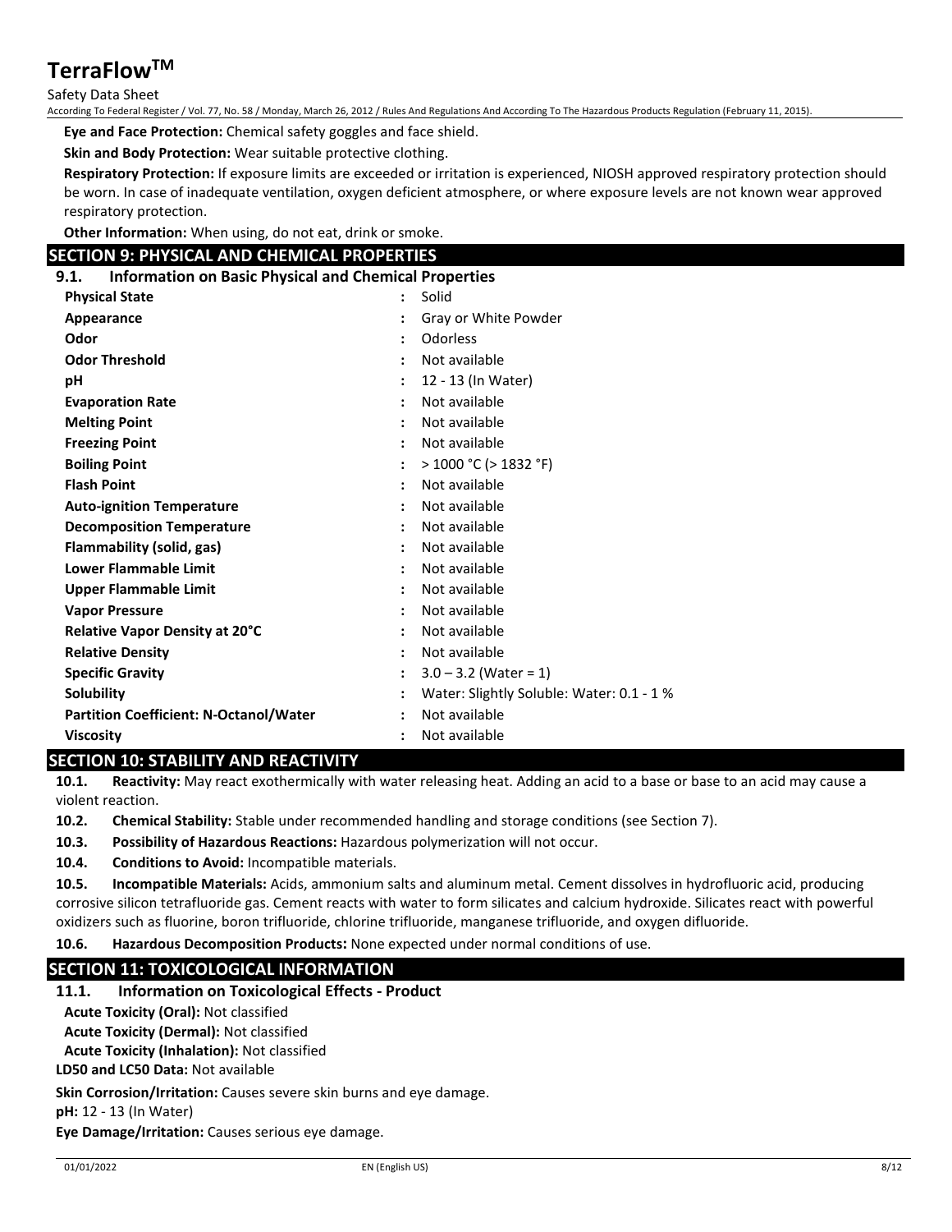**Eye and Face Protection:** Chemical safety goggles and face shield.

**Skin and Body Protection:** Wear suitable protective clothing.

**Respiratory Protection:** If exposure limits are exceeded or irritation is experienced, NIOSH approved respiratory protection should be worn. In case of inadequate ventilation, oxygen deficient atmosphere, or where exposure levels are not known wear approved respiratory protection.

**Other Information:** When using, do not eat, drink or smoke.

## SECTION 9: PHYSICAL AND CHEMICAL PROPERTIES

### 9.1. Information on Basic Physical and Chemical Properties

| Property | Value |
|---|---|
| **Physical State** | Solid |
| **Appearance** | Gray or White Powder |
| **Odor** | Odorless |
| **Odor Threshold** | Not available |
| **pH** | 12 - 13 (In Water) |
| **Evaporation Rate** | Not available |
| **Melting Point** | Not available |
| **Freezing Point** | Not available |
| **Boiling Point** | > 1000 °C (> 1832 °F) |
| **Flash Point** | Not available |
| **Auto-ignition Temperature** | Not available |
| **Decomposition Temperature** | Not available |
| **Flammability (solid, gas)** | Not available |
| **Lower Flammable Limit** | Not available |
| **Upper Flammable Limit** | Not available |
| **Vapor Pressure** | Not available |
| **Relative Vapor Density at 20°C** | Not available |
| **Relative Density** | Not available |
| **Specific Gravity** | 3.0 – 3.2 (Water = 1) |
| **Solubility** | Water: Slightly Soluble: Water: 0.1 - 1 % |
| **Partition Coefficient: N-Octanol/Water** | Not available |
| **Viscosity** | Not available |

## SECTION 10: STABILITY AND REACTIVITY

**10.1. Reactivity:** May react exothermically with water releasing heat. Adding an acid to a base or base to an acid may cause a violent reaction.

**10.2. Chemical Stability:** Stable under recommended handling and storage conditions (see Section 7).

**10.3. Possibility of Hazardous Reactions:** Hazardous polymerization will not occur.

**10.4. Conditions to Avoid:** Incompatible materials.

**10.5. Incompatible Materials:** Acids, ammonium salts and aluminum metal. Cement dissolves in hydrofluoric acid, producing corrosive silicon tetrafluoride gas. Cement reacts with water to form silicates and calcium hydroxide. Silicates react with powerful oxidizers such as fluorine, boron trifluoride, chlorine trifluoride, manganese trifluoride, and oxygen difluoride.

**10.6. Hazardous Decomposition Products:** None expected under normal conditions of use.

## SECTION 11: TOXICOLOGICAL INFORMATION

### 11.1. Information on Toxicological Effects - Product

**Acute Toxicity (Oral):** Not classified

**Acute Toxicity (Dermal):** Not classified

**Acute Toxicity (Inhalation):** Not classified

**LD50 and LC50 Data:** Not available

**Skin Corrosion/Irritation:** Causes severe skin burns and eye damage.

**pH:** 12 - 13 (In Water)

**Eye Damage/Irritation:** Causes serious eye damage.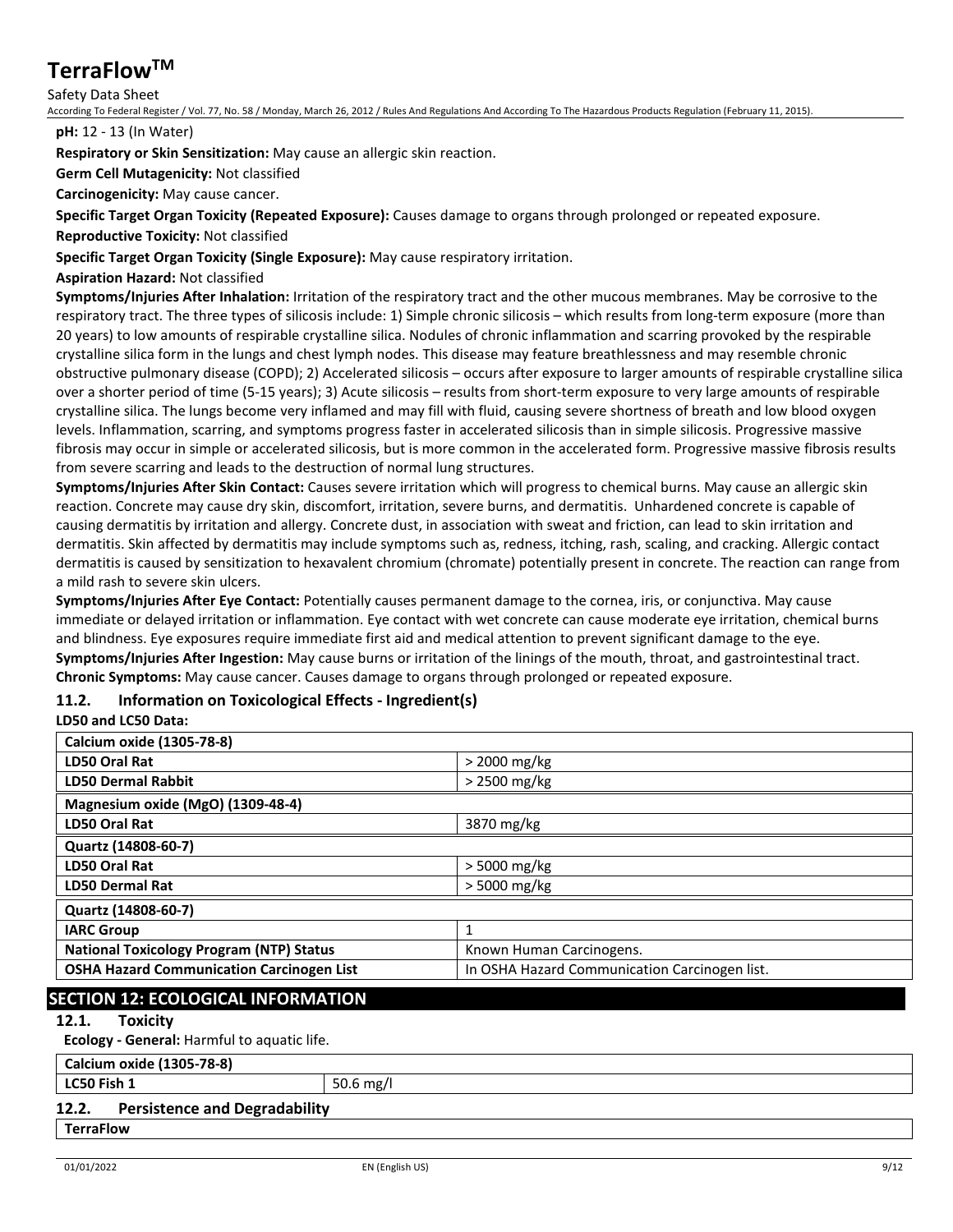**pH:** 12 - 13 (In Water)

**Respiratory or Skin Sensitization:** May cause an allergic skin reaction.

**Germ Cell Mutagenicity:** Not classified

**Carcinogenicity:** May cause cancer.

**Specific Target Organ Toxicity (Repeated Exposure):** Causes damage to organs through prolonged or repeated exposure.

**Reproductive Toxicity:** Not classified

**Specific Target Organ Toxicity (Single Exposure):** May cause respiratory irritation.

**Aspiration Hazard:** Not classified

**Symptoms/Injuries After Inhalation:** Irritation of the respiratory tract and the other mucous membranes. May be corrosive to the respiratory tract. The three types of silicosis include: 1) Simple chronic silicosis – which results from long-term exposure (more than 20 years) to low amounts of respirable crystalline silica. Nodules of chronic inflammation and scarring provoked by the respirable crystalline silica form in the lungs and chest lymph nodes. This disease may feature breathlessness and may resemble chronic obstructive pulmonary disease (COPD); 2) Accelerated silicosis – occurs after exposure to larger amounts of respirable crystalline silica over a shorter period of time (5-15 years); 3) Acute silicosis – results from short-term exposure to very large amounts of respirable crystalline silica. The lungs become very inflamed and may fill with fluid, causing severe shortness of breath and low blood oxygen levels. Inflammation, scarring, and symptoms progress faster in accelerated silicosis than in simple silicosis. Progressive massive fibrosis may occur in simple or accelerated silicosis, but is more common in the accelerated form. Progressive massive fibrosis results from severe scarring and leads to the destruction of normal lung structures.

**Symptoms/Injuries After Skin Contact:** Causes severe irritation which will progress to chemical burns. May cause an allergic skin reaction. Concrete may cause dry skin, discomfort, irritation, severe burns, and dermatitis. Unhardened concrete is capable of causing dermatitis by irritation and allergy. Concrete dust, in association with sweat and friction, can lead to skin irritation and dermatitis. Skin affected by dermatitis may include symptoms such as, redness, itching, rash, scaling, and cracking. Allergic contact dermatitis is caused by sensitization to hexavalent chromium (chromate) potentially present in concrete. The reaction can range from a mild rash to severe skin ulcers.

**Symptoms/Injuries After Eye Contact:** Potentially causes permanent damage to the cornea, iris, or conjunctiva. May cause immediate or delayed irritation or inflammation. Eye contact with wet concrete can cause moderate eye irritation, chemical burns and blindness. Eye exposures require immediate first aid and medical attention to prevent significant damage to the eye.

**Symptoms/Injuries After Ingestion:** May cause burns or irritation of the linings of the mouth, throat, and gastrointestinal tract.

**Chronic Symptoms:** May cause cancer. Causes damage to organs through prolonged or repeated exposure.

### 11.2. Information on Toxicological Effects - Ingredient(s)

**LD50 and LC50 Data:**

| **Calcium oxide (1305-78-8)** | |
|---|---|
| **LD50 Oral Rat** | > 2000 mg/kg |
| **LD50 Dermal Rabbit** | > 2500 mg/kg |
| **Magnesium oxide (MgO) (1309-48-4)** | |
| **LD50 Oral Rat** | 3870 mg/kg |
| **Quartz (14808-60-7)** | |
| **LD50 Oral Rat** | > 5000 mg/kg |
| **LD50 Dermal Rat** | > 5000 mg/kg |
| **Quartz (14808-60-7)** | |
| **IARC Group** | 1 |
| **National Toxicology Program (NTP) Status** | Known Human Carcinogens. |
| **OSHA Hazard Communication Carcinogen List** | In OSHA Hazard Communication Carcinogen list. |

## SECTION 12: ECOLOGICAL INFORMATION

### 12.1. Toxicity

**Ecology - General:** Harmful to aquatic life.

| **Calcium oxide (1305-78-8)** | |
|---|---|
| **LC50 Fish 1** | 50.6 mg/l |

### 12.2. Persistence and Degradability

| **TerraFlow** |
|---|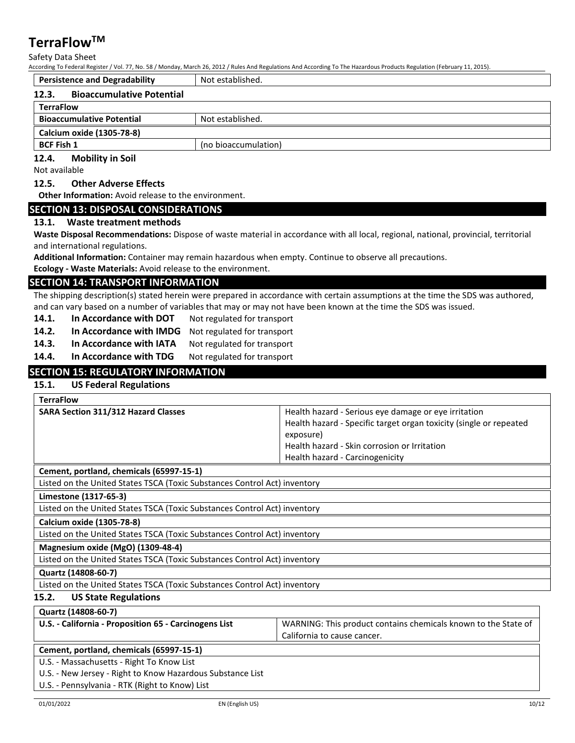| Persistence and Degradability | Not established. |
|---|---|

### 12.3. Bioaccumulative Potential

| TerraFlow | |
|---|---|
| Bioaccumulative Potential | Not established. |
| **Calcium oxide (1305-78-8)** | |
| BCF Fish 1 | (no bioaccumulation) |

### 12.4. Mobility in Soil

Not available

### 12.5. Other Adverse Effects

**Other Information:** Avoid release to the environment.

## SECTION 13: DISPOSAL CONSIDERATIONS

### 13.1. Waste treatment methods

**Waste Disposal Recommendations:** Dispose of waste material in accordance with all local, regional, national, provincial, territorial and international regulations.

**Additional Information:** Container may remain hazardous when empty. Continue to observe all precautions.

**Ecology - Waste Materials:** Avoid release to the environment.

## SECTION 14: TRANSPORT INFORMATION

The shipping description(s) stated herein were prepared in accordance with certain assumptions at the time the SDS was authored, and can vary based on a number of variables that may or may not have been known at the time the SDS was issued.

**14.1. In Accordance with DOT** Not regulated for transport

**14.2. In Accordance with IMDG** Not regulated for transport

**14.3. In Accordance with IATA** Not regulated for transport

**14.4. In Accordance with TDG** Not regulated for transport

## SECTION 15: REGULATORY INFORMATION

### 15.1. US Federal Regulations

| TerraFlow | |
|---|---|
| SARA Section 311/312 Hazard Classes | Health hazard - Serious eye damage or eye irritation<br>Health hazard - Specific target organ toxicity (single or repeated exposure)<br>Health hazard - Skin corrosion or Irritation<br>Health hazard - Carcinogenicity |

| Cement, portland, chemicals (65997-15-1) |
|---|
| Listed on the United States TSCA (Toxic Substances Control Act) inventory |

| Limestone (1317-65-3) |
|---|
| Listed on the United States TSCA (Toxic Substances Control Act) inventory |

| Calcium oxide (1305-78-8) |
|---|
| Listed on the United States TSCA (Toxic Substances Control Act) inventory |

| Magnesium oxide (MgO) (1309-48-4) |
|---|
| Listed on the United States TSCA (Toxic Substances Control Act) inventory |

| Quartz (14808-60-7) |
|---|
| Listed on the United States TSCA (Toxic Substances Control Act) inventory |

### 15.2. US State Regulations

| Quartz (14808-60-7) | |
|---|---|
| U.S. - California - Proposition 65 - Carcinogens List | WARNING: This product contains chemicals known to the State of California to cause cancer. |

| Cement, portland, chemicals (65997-15-1) |
|---|
| U.S. - Massachusetts - Right To Know List |
| U.S. - New Jersey - Right to Know Hazardous Substance List |
| U.S. - Pennsylvania - RTK (Right to Know) List |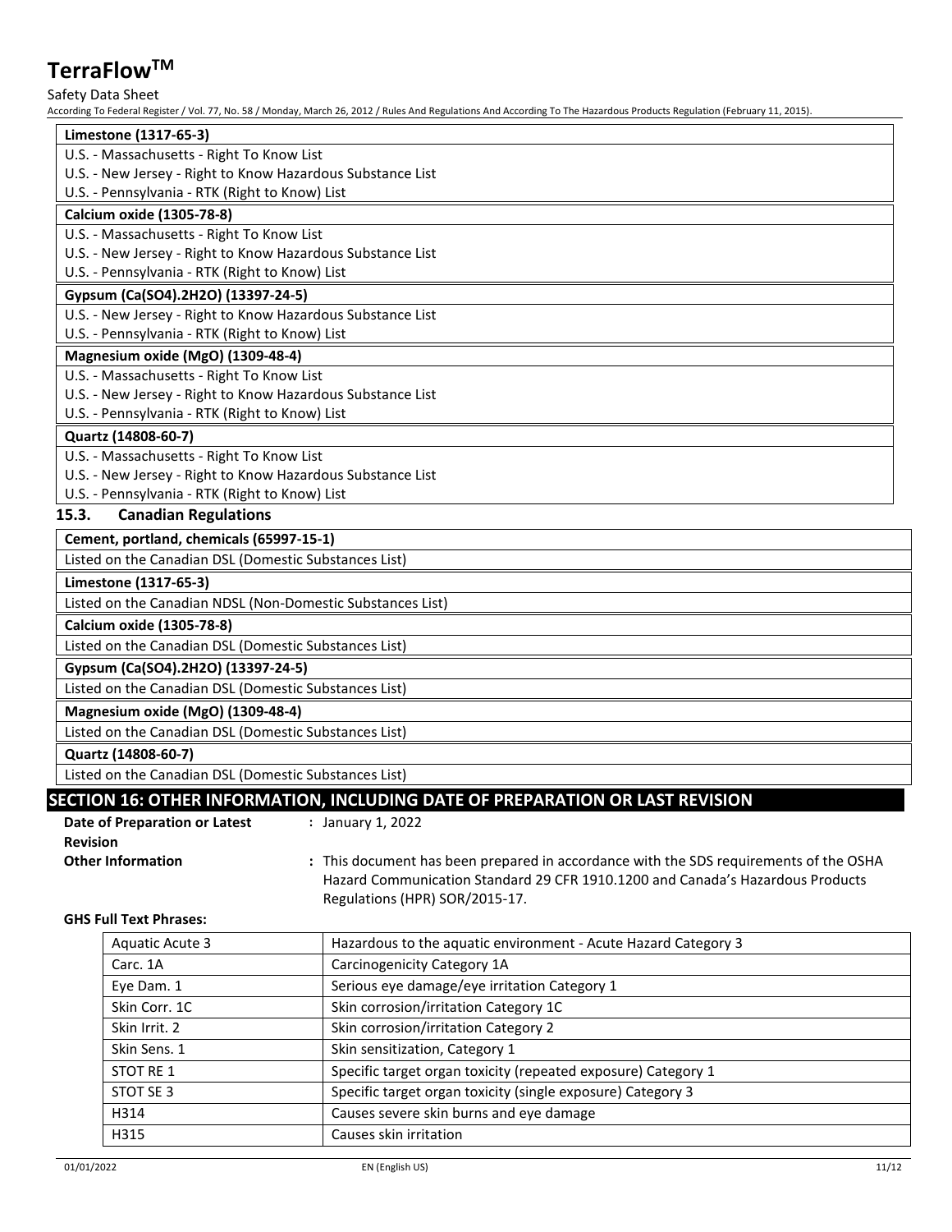| Limestone (1317-65-3) |
|---|
| U.S. - Massachusetts - Right To Know List |
| U.S. - New Jersey - Right to Know Hazardous Substance List |
| U.S. - Pennsylvania - RTK (Right to Know) List |

| Calcium oxide (1305-78-8) |
|---|
| U.S. - Massachusetts - Right To Know List |
| U.S. - New Jersey - Right to Know Hazardous Substance List |
| U.S. - Pennsylvania - RTK (Right to Know) List |

| Gypsum (Ca(SO4).2H2O) (13397-24-5) |
|---|
| U.S. - New Jersey - Right to Know Hazardous Substance List |
| U.S. - Pennsylvania - RTK (Right to Know) List |

| Magnesium oxide (MgO) (1309-48-4) |
|---|
| U.S. - Massachusetts - Right To Know List |
| U.S. - New Jersey - Right to Know Hazardous Substance List |
| U.S. - Pennsylvania - RTK (Right to Know) List |

| Quartz (14808-60-7) |
|---|
| U.S. - Massachusetts - Right To Know List |
| U.S. - New Jersey - Right to Know Hazardous Substance List |
| U.S. - Pennsylvania - RTK (Right to Know) List |

### 15.3. Canadian Regulations

| Cement, portland, chemicals (65997-15-1) |
|---|
| Listed on the Canadian DSL (Domestic Substances List) |

| Limestone (1317-65-3) |
|---|
| Listed on the Canadian NDSL (Non-Domestic Substances List) |

| Calcium oxide (1305-78-8) |
|---|
| Listed on the Canadian DSL (Domestic Substances List) |

| Gypsum (Ca(SO4).2H2O) (13397-24-5) |
|---|
| Listed on the Canadian DSL (Domestic Substances List) |

| Magnesium oxide (MgO) (1309-48-4) |
|---|
| Listed on the Canadian DSL (Domestic Substances List) |

| Quartz (14808-60-7) |
|---|
| Listed on the Canadian DSL (Domestic Substances List) |

## SECTION 16: OTHER INFORMATION, INCLUDING DATE OF PREPARATION OR LAST REVISION

**Date of Preparation or Latest Revision** : January 1, 2022

**Other Information** : This document has been prepared in accordance with the SDS requirements of the OSHA Hazard Communication Standard 29 CFR 1910.1200 and Canada's Hazardous Products Regulations (HPR) SOR/2015-17.

**GHS Full Text Phrases:**

| | |
|---|---|
| Aquatic Acute 3 | Hazardous to the aquatic environment - Acute Hazard Category 3 |
| Carc. 1A | Carcinogenicity Category 1A |
| Eye Dam. 1 | Serious eye damage/eye irritation Category 1 |
| Skin Corr. 1C | Skin corrosion/irritation Category 1C |
| Skin Irrit. 2 | Skin corrosion/irritation Category 2 |
| Skin Sens. 1 | Skin sensitization, Category 1 |
| STOT RE 1 | Specific target organ toxicity (repeated exposure) Category 1 |
| STOT SE 3 | Specific target organ toxicity (single exposure) Category 3 |
| H314 | Causes severe skin burns and eye damage |
| H315 | Causes skin irritation |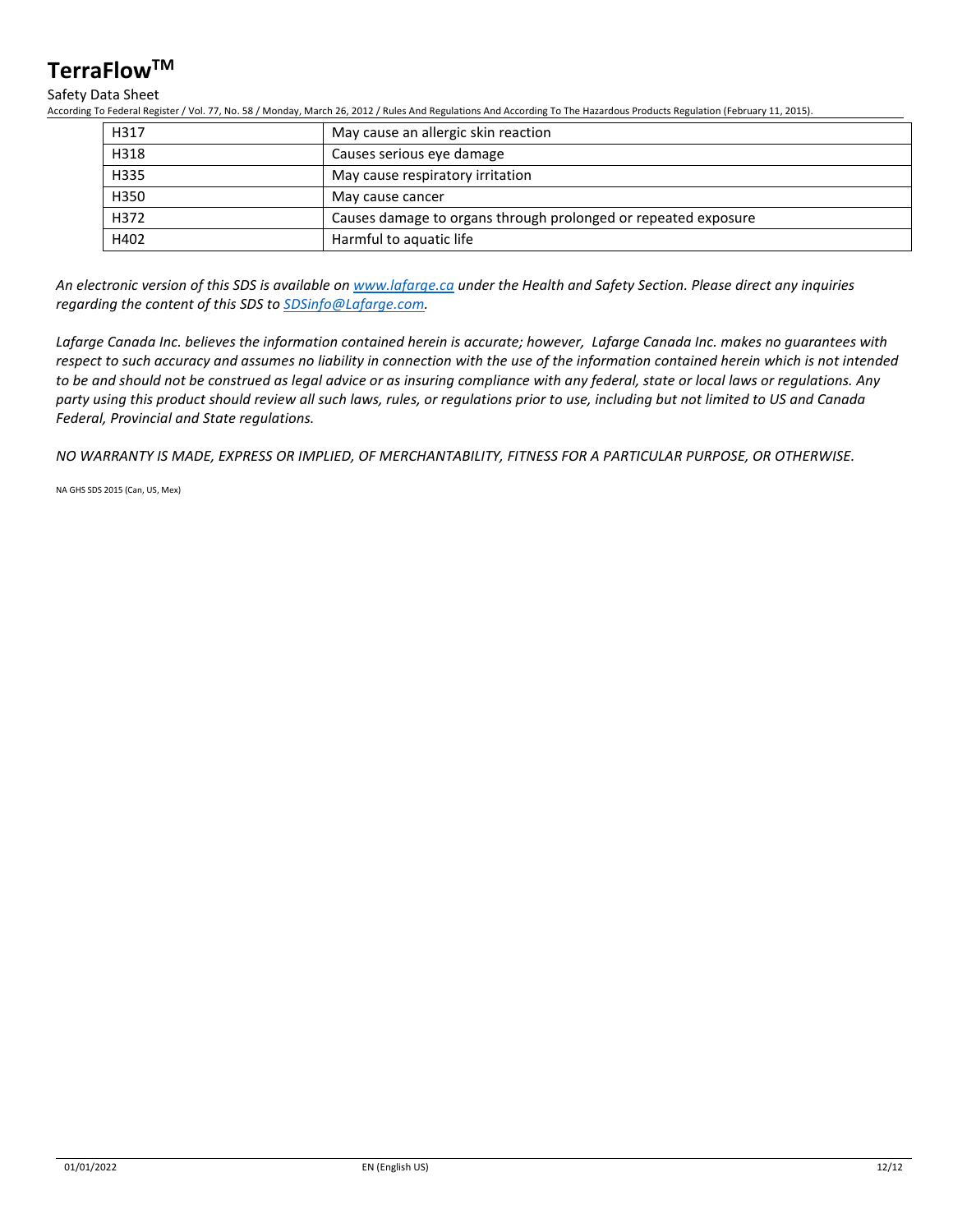| | |
|---|---|
| H317 | May cause an allergic skin reaction |
| H318 | Causes serious eye damage |
| H335 | May cause respiratory irritation |
| H350 | May cause cancer |
| H372 | Causes damage to organs through prolonged or repeated exposure |
| H402 | Harmful to aquatic life |

*An electronic version of this SDS is available on [www.lafarge.ca](http://www.lafarge.ca) under the Health and Safety Section. Please direct any inquiries regarding the content of this SDS to [SDSinfo@Lafarge.com](mailto:SDSinfo@Lafarge.com).*

*Lafarge Canada Inc. believes the information contained herein is accurate; however, Lafarge Canada Inc. makes no guarantees with respect to such accuracy and assumes no liability in connection with the use of the information contained herein which is not intended to be and should not be construed as legal advice or as insuring compliance with any federal, state or local laws or regulations. Any party using this product should review all such laws, rules, or regulations prior to use, including but not limited to US and Canada Federal, Provincial and State regulations.*

*NO WARRANTY IS MADE, EXPRESS OR IMPLIED, OF MERCHANTABILITY, FITNESS FOR A PARTICULAR PURPOSE, OR OTHERWISE.*

NA GHS SDS 2015 (Can, US, Mex)